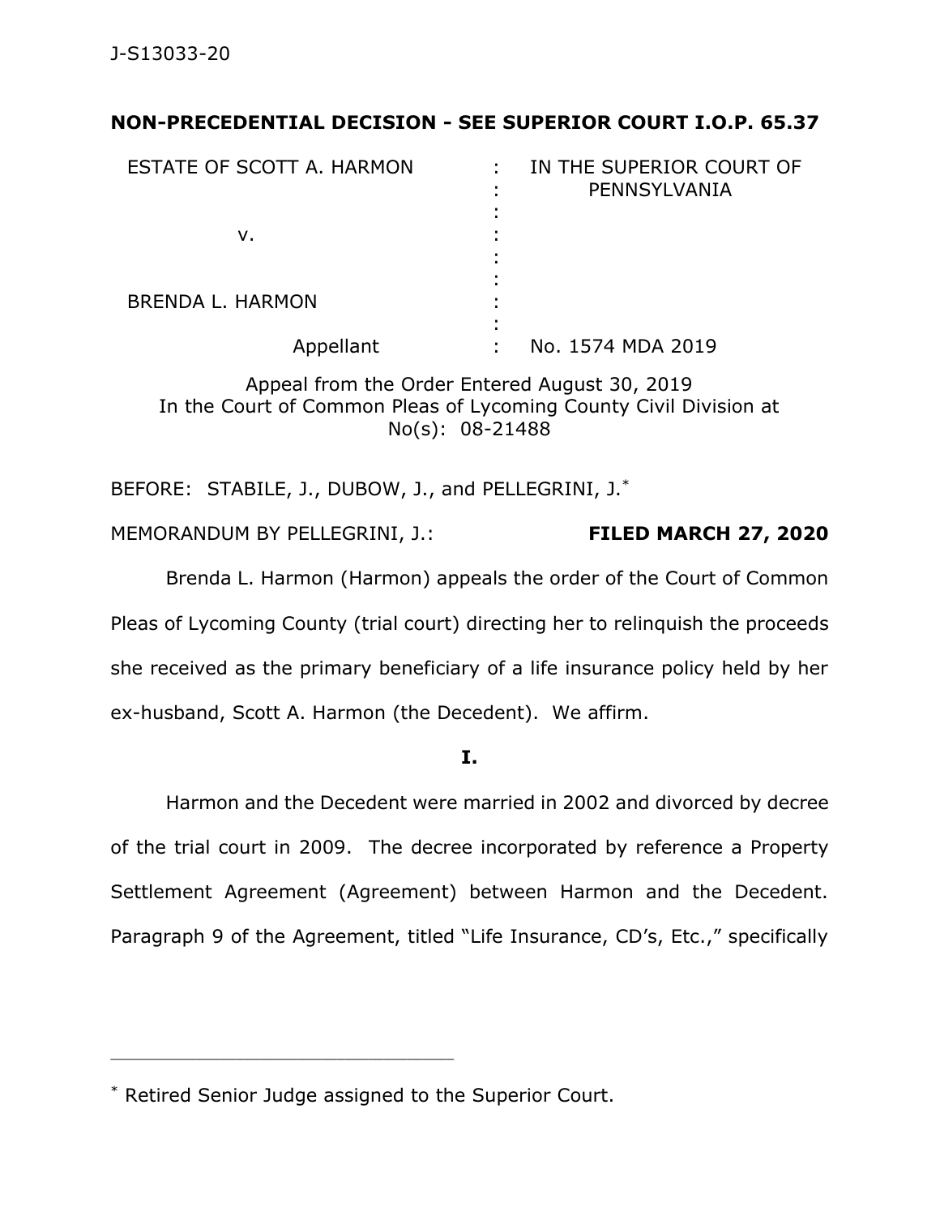J-S13033-20

**NON-PRECEDENTIAL DECISION - SEE SUPERIOR COURT I.O.P. 65.37**

| | | |
|---|---|---|
| ESTATE OF SCOTT A. HARMON | : | IN THE SUPERIOR COURT OF PENNSYLVANIA |
| | : | |
| v. | : | |
| | : | |
| BRENDA L. HARMON | : | |
| | : | |
| Appellant | : | No. 1574 MDA 2019 |

Appeal from the Order Entered August 30, 2019
In the Court of Common Pleas of Lycoming County Civil Division at No(s): 08-21488

BEFORE: STABILE, J., DUBOW, J., and PELLEGRINI, J.*

MEMORANDUM BY PELLEGRINI, J.: **FILED MARCH 27, 2020**

Brenda L. Harmon (Harmon) appeals the order of the Court of Common Pleas of Lycoming County (trial court) directing her to relinquish the proceeds she received as the primary beneficiary of a life insurance policy held by her ex-husband, Scott A. Harmon (the Decedent). We affirm.

**I.**

Harmon and the Decedent were married in 2002 and divorced by decree of the trial court in 2009. The decree incorporated by reference a Property Settlement Agreement (Agreement) between Harmon and the Decedent. Paragraph 9 of the Agreement, titled "Life Insurance, CD's, Etc.," specifically

---

* Retired Senior Judge assigned to the Superior Court.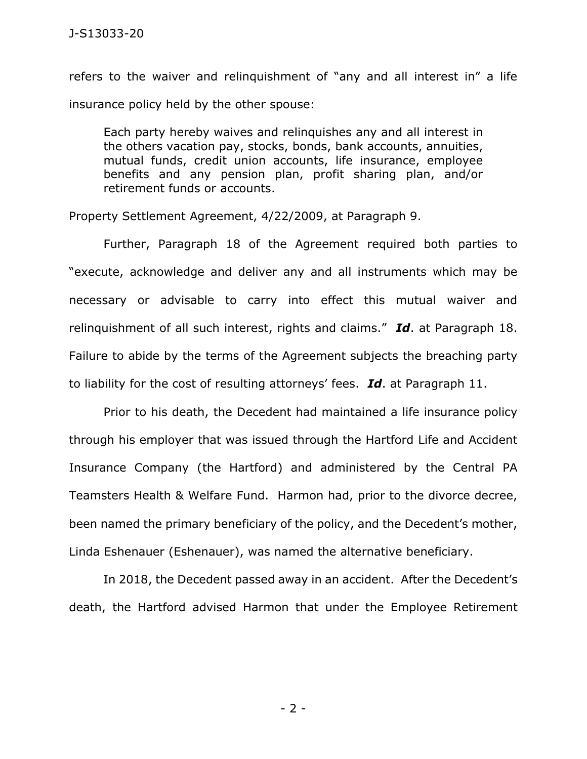refers to the waiver and relinquishment of "any and all interest in" a life insurance policy held by the other spouse:

> Each party hereby waives and relinquishes any and all interest in the others vacation pay, stocks, bonds, bank accounts, annuities, mutual funds, credit union accounts, life insurance, employee benefits and any pension plan, profit sharing plan, and/or retirement funds or accounts.

Property Settlement Agreement, 4/22/2009, at Paragraph 9.

Further, Paragraph 18 of the Agreement required both parties to "execute, acknowledge and deliver any and all instruments which may be necessary or advisable to carry into effect this mutual waiver and relinquishment of all such interest, rights and claims." ***Id***. at Paragraph 18. Failure to abide by the terms of the Agreement subjects the breaching party to liability for the cost of resulting attorneys' fees. ***Id***. at Paragraph 11.

Prior to his death, the Decedent had maintained a life insurance policy through his employer that was issued through the Hartford Life and Accident Insurance Company (the Hartford) and administered by the Central PA Teamsters Health & Welfare Fund. Harmon had, prior to the divorce decree, been named the primary beneficiary of the policy, and the Decedent's mother, Linda Eshenauer (Eshenauer), was named the alternative beneficiary.

In 2018, the Decedent passed away in an accident. After the Decedent's death, the Hartford advised Harmon that under the Employee Retirement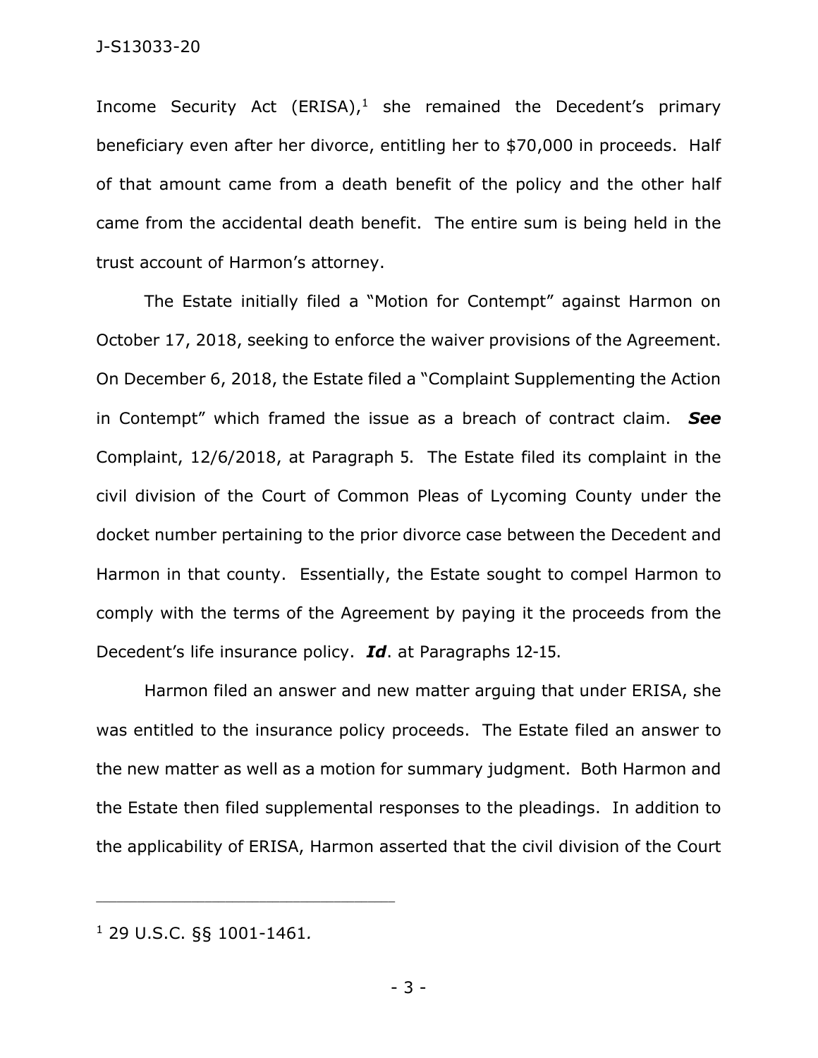Income Security Act (ERISA),[1] she remained the Decedent's primary beneficiary even after her divorce, entitling her to $70,000 in proceeds. Half of that amount came from a death benefit of the policy and the other half came from the accidental death benefit. The entire sum is being held in the trust account of Harmon's attorney.

The Estate initially filed a "Motion for Contempt" against Harmon on October 17, 2018, seeking to enforce the waiver provisions of the Agreement. On December 6, 2018, the Estate filed a "Complaint Supplementing the Action in Contempt" which framed the issue as a breach of contract claim. ***See*** Complaint, 12/6/2018, at Paragraph 5. The Estate filed its complaint in the civil division of the Court of Common Pleas of Lycoming County under the docket number pertaining to the prior divorce case between the Decedent and Harmon in that county. Essentially, the Estate sought to compel Harmon to comply with the terms of the Agreement by paying it the proceeds from the Decedent's life insurance policy. ***Id***. at Paragraphs 12-15.

Harmon filed an answer and new matter arguing that under ERISA, she was entitled to the insurance policy proceeds. The Estate filed an answer to the new matter as well as a motion for summary judgment. Both Harmon and the Estate then filed supplemental responses to the pleadings. In addition to the applicability of ERISA, Harmon asserted that the civil division of the Court

---

[1] 29 U.S.C. §§ 1001-1461.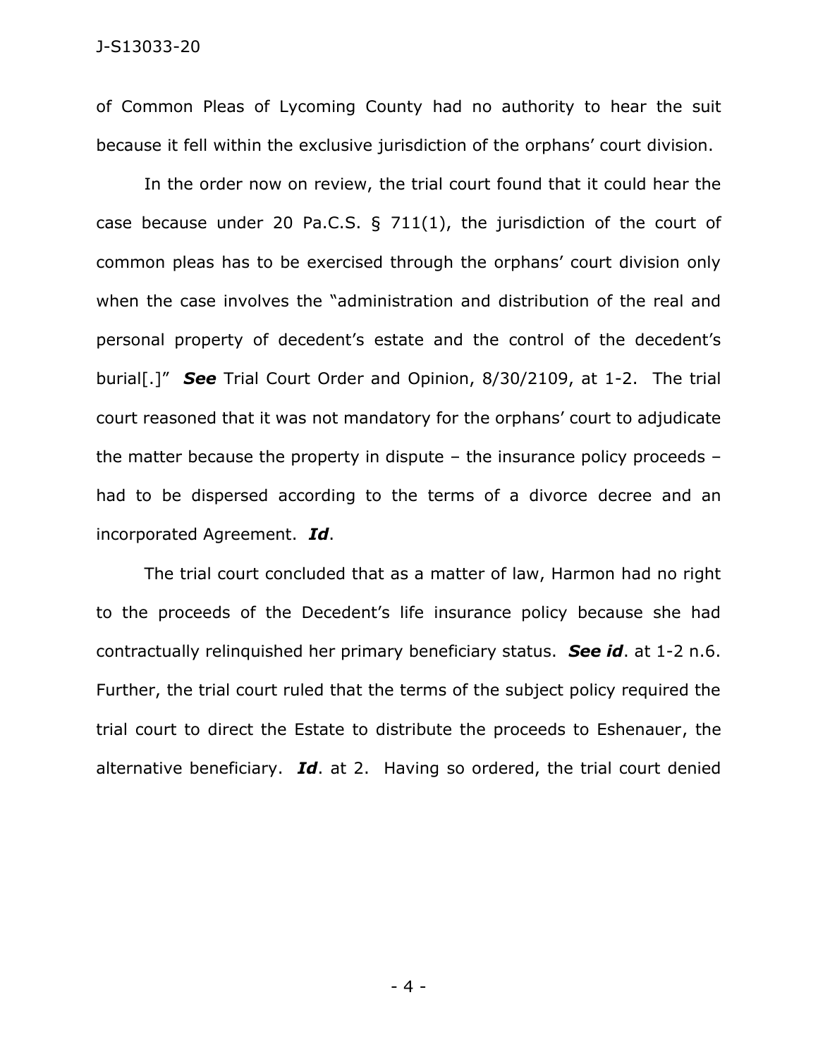of Common Pleas of Lycoming County had no authority to hear the suit because it fell within the exclusive jurisdiction of the orphans' court division.

In the order now on review, the trial court found that it could hear the case because under 20 Pa.C.S. § 711(1), the jurisdiction of the court of common pleas has to be exercised through the orphans' court division only when the case involves the "administration and distribution of the real and personal property of decedent's estate and the control of the decedent's burial[.]" ***See*** Trial Court Order and Opinion, 8/30/2109, at 1-2. The trial court reasoned that it was not mandatory for the orphans' court to adjudicate the matter because the property in dispute – the insurance policy proceeds – had to be dispersed according to the terms of a divorce decree and an incorporated Agreement. ***Id***.

The trial court concluded that as a matter of law, Harmon had no right to the proceeds of the Decedent's life insurance policy because she had contractually relinquished her primary beneficiary status. ***See id***. at 1-2 n.6. Further, the trial court ruled that the terms of the subject policy required the trial court to direct the Estate to distribute the proceeds to Eshenauer, the alternative beneficiary. ***Id***. at 2. Having so ordered, the trial court denied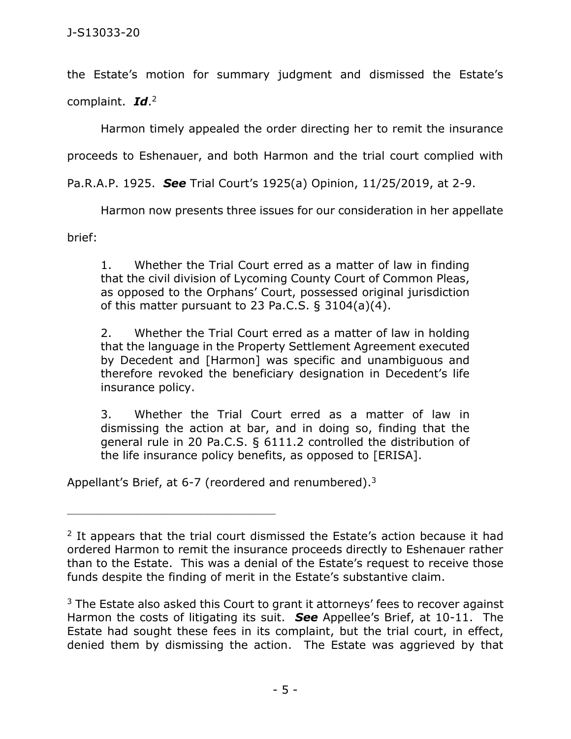the Estate's motion for summary judgment and dismissed the Estate's complaint. ***Id***.[2]

Harmon timely appealed the order directing her to remit the insurance proceeds to Eshenauer, and both Harmon and the trial court complied with Pa.R.A.P. 1925. ***See*** Trial Court's 1925(a) Opinion, 11/25/2019, at 2-9.

Harmon now presents three issues for our consideration in her appellate brief:

> 1. Whether the Trial Court erred as a matter of law in finding that the civil division of Lycoming County Court of Common Pleas, as opposed to the Orphans' Court, possessed original jurisdiction of this matter pursuant to 23 Pa.C.S. § 3104(a)(4).
>
> 2. Whether the Trial Court erred as a matter of law in holding that the language in the Property Settlement Agreement executed by Decedent and [Harmon] was specific and unambiguous and therefore revoked the beneficiary designation in Decedent's life insurance policy.
>
> 3. Whether the Trial Court erred as a matter of law in dismissing the action at bar, and in doing so, finding that the general rule in 20 Pa.C.S. § 6111.2 controlled the distribution of the life insurance policy benefits, as opposed to [ERISA].

Appellant's Brief, at 6-7 (reordered and renumbered).[3]

---

[2] It appears that the trial court dismissed the Estate's action because it had ordered Harmon to remit the insurance proceeds directly to Eshenauer rather than to the Estate. This was a denial of the Estate's request to receive those funds despite the finding of merit in the Estate's substantive claim.

[3] The Estate also asked this Court to grant it attorneys' fees to recover against Harmon the costs of litigating its suit. ***See*** Appellee's Brief, at 10-11. The Estate had sought these fees in its complaint, but the trial court, in effect, denied them by dismissing the action. The Estate was aggrieved by that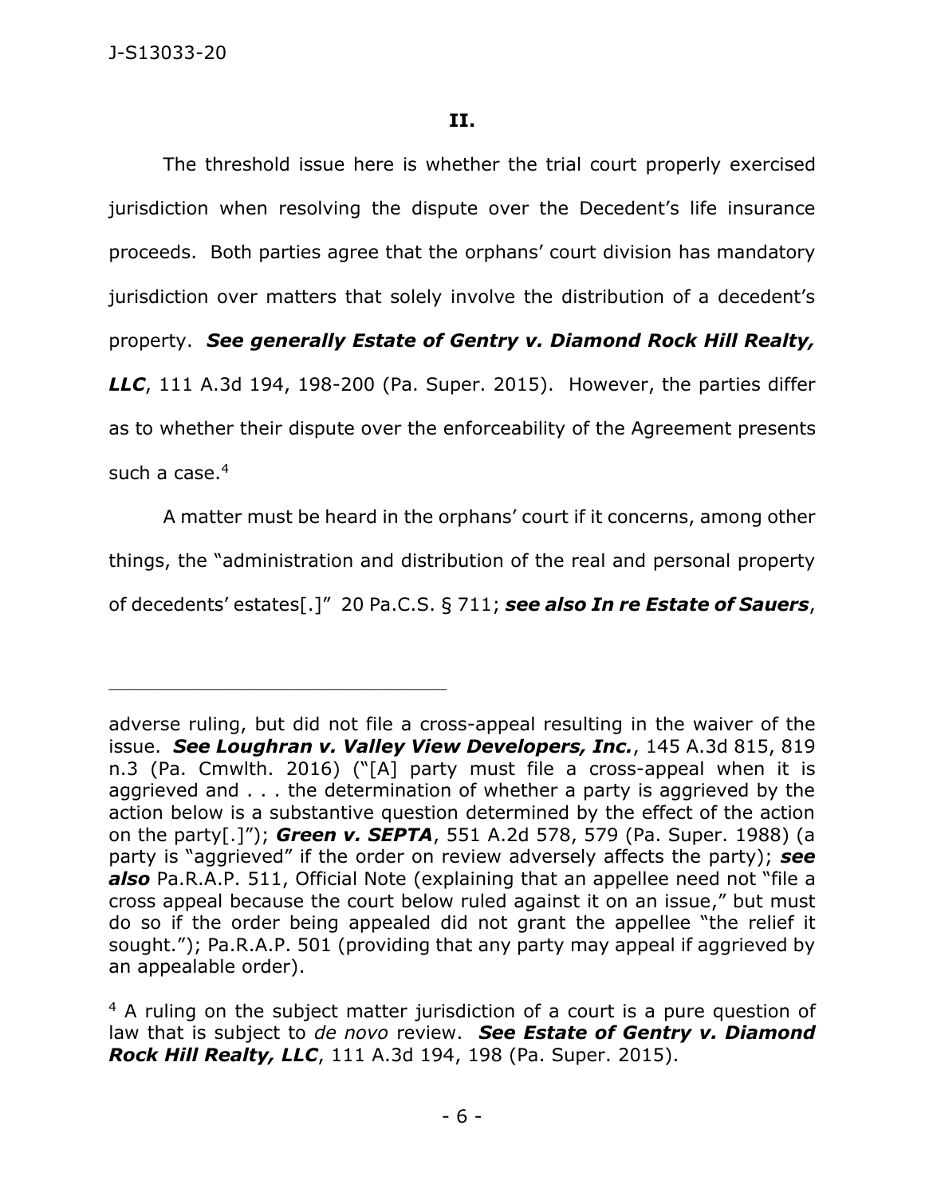## II.

The threshold issue here is whether the trial court properly exercised jurisdiction when resolving the dispute over the Decedent's life insurance proceeds. Both parties agree that the orphans' court division has mandatory jurisdiction over matters that solely involve the distribution of a decedent's property. ***See generally Estate of Gentry v. Diamond Rock Hill Realty, LLC***, 111 A.3d 194, 198-200 (Pa. Super. 2015). However, the parties differ as to whether their dispute over the enforceability of the Agreement presents such a case.[4]

A matter must be heard in the orphans' court if it concerns, among other things, the "administration and distribution of the real and personal property of decedents' estates[.]" 20 Pa.C.S. § 711; ***see also In re Estate of Sauers***,

---

adverse ruling, but did not file a cross-appeal resulting in the waiver of the issue. ***See Loughran v. Valley View Developers, Inc.***, 145 A.3d 815, 819 n.3 (Pa. Cmwlth. 2016) ("[A] party must file a cross-appeal when it is aggrieved and . . . the determination of whether a party is aggrieved by the action below is a substantive question determined by the effect of the action on the party[.]"); ***Green v. SEPTA***, 551 A.2d 578, 579 (Pa. Super. 1988) (a party is "aggrieved" if the order on review adversely affects the party); ***see also*** Pa.R.A.P. 511, Official Note (explaining that an appellee need not "file a cross appeal because the court below ruled against it on an issue," but must do so if the order being appealed did not grant the appellee "the relief it sought."); Pa.R.A.P. 501 (providing that any party may appeal if aggrieved by an appealable order).

[4] A ruling on the subject matter jurisdiction of a court is a pure question of law that is subject to *de novo* review. ***See Estate of Gentry v. Diamond Rock Hill Realty, LLC***, 111 A.3d 194, 198 (Pa. Super. 2015).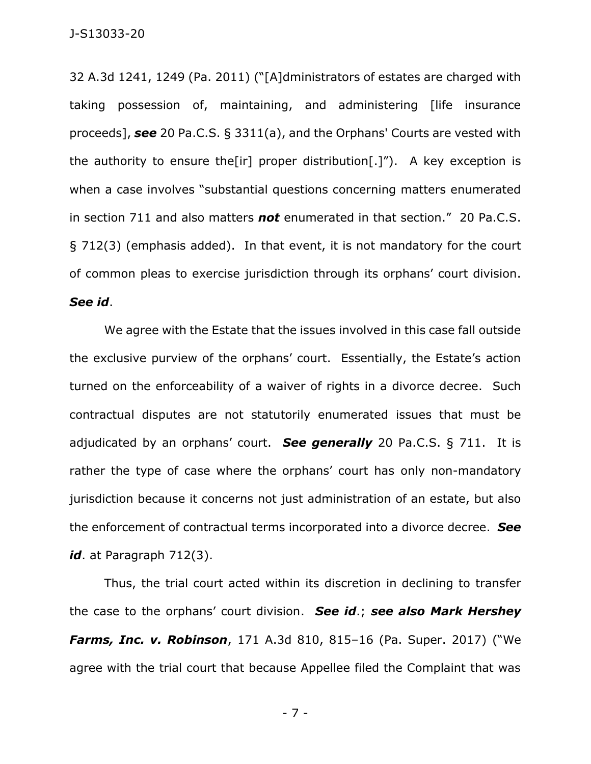32 A.3d 1241, 1249 (Pa. 2011) ("[A]dministrators of estates are charged with taking possession of, maintaining, and administering [life insurance proceeds], ***see*** 20 Pa.C.S. § 3311(a), and the Orphans' Courts are vested with the authority to ensure the[ir] proper distribution[.]"). A key exception is when a case involves "substantial questions concerning matters enumerated in section 711 and also matters ***not*** enumerated in that section." 20 Pa.C.S. § 712(3) (emphasis added). In that event, it is not mandatory for the court of common pleas to exercise jurisdiction through its orphans' court division. ***See id***.

We agree with the Estate that the issues involved in this case fall outside the exclusive purview of the orphans' court. Essentially, the Estate's action turned on the enforceability of a waiver of rights in a divorce decree. Such contractual disputes are not statutorily enumerated issues that must be adjudicated by an orphans' court. ***See generally*** 20 Pa.C.S. § 711. It is rather the type of case where the orphans' court has only non-mandatory jurisdiction because it concerns not just administration of an estate, but also the enforcement of contractual terms incorporated into a divorce decree. ***See id***. at Paragraph 712(3).

Thus, the trial court acted within its discretion in declining to transfer the case to the orphans' court division. ***See id***.; ***see also Mark Hershey Farms, Inc. v. Robinson***, 171 A.3d 810, 815–16 (Pa. Super. 2017) ("We agree with the trial court that because Appellee filed the Complaint that was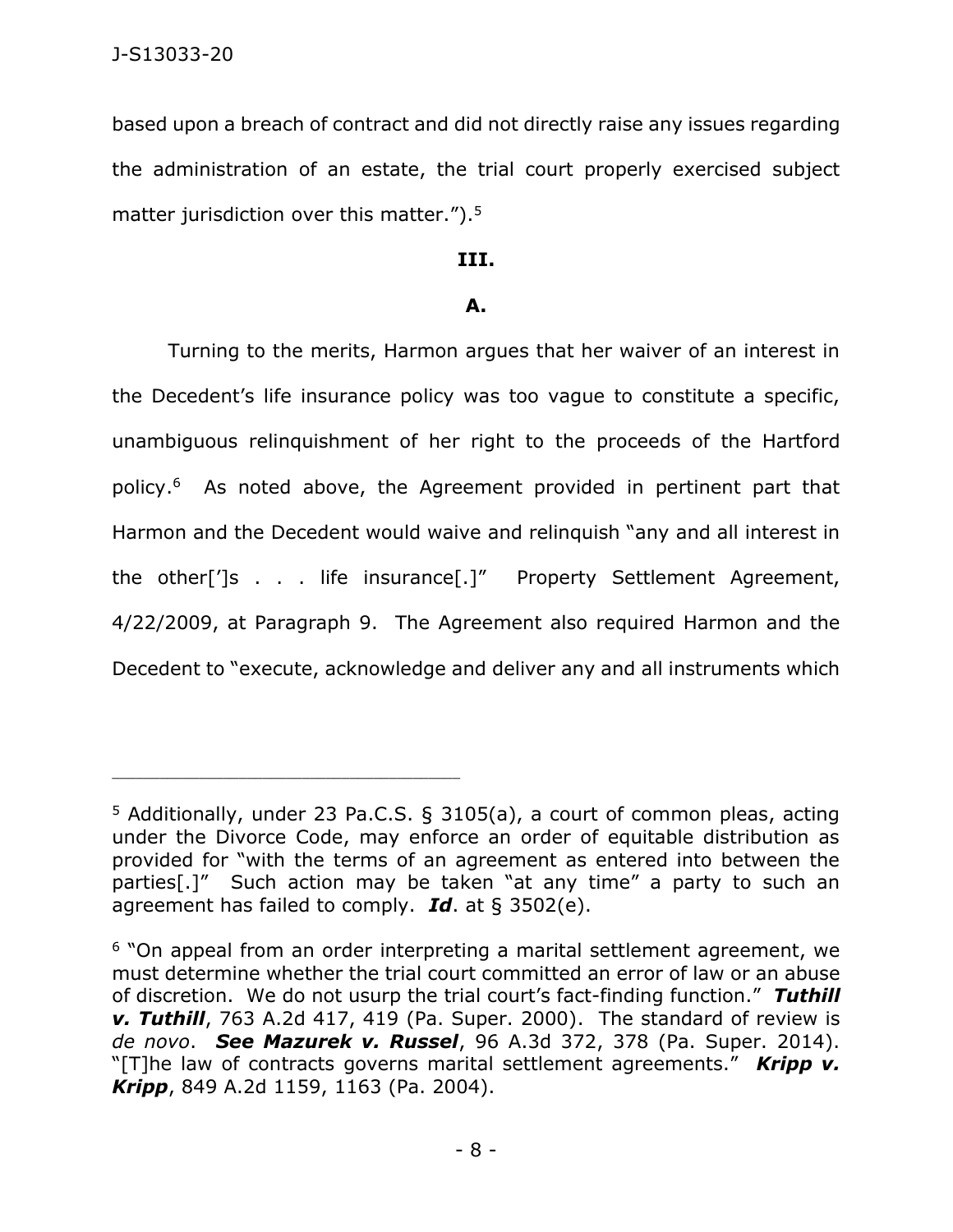based upon a breach of contract and did not directly raise any issues regarding the administration of an estate, the trial court properly exercised subject matter jurisdiction over this matter.").[5]

**III.**

**A.**

Turning to the merits, Harmon argues that her waiver of an interest in the Decedent's life insurance policy was too vague to constitute a specific, unambiguous relinquishment of her right to the proceeds of the Hartford policy.[6] As noted above, the Agreement provided in pertinent part that Harmon and the Decedent would waive and relinquish "any and all interest in the other[']s . . . life insurance[.]" Property Settlement Agreement, 4/22/2009, at Paragraph 9. The Agreement also required Harmon and the Decedent to "execute, acknowledge and deliver any and all instruments which

---

[5] Additionally, under 23 Pa.C.S. § 3105(a), a court of common pleas, acting under the Divorce Code, may enforce an order of equitable distribution as provided for "with the terms of an agreement as entered into between the parties[.]" Such action may be taken "at any time" a party to such an agreement has failed to comply. ***Id***. at § 3502(e).

[6] "On appeal from an order interpreting a marital settlement agreement, we must determine whether the trial court committed an error of law or an abuse of discretion. We do not usurp the trial court's fact-finding function." ***Tuthill v. Tuthill***, 763 A.2d 417, 419 (Pa. Super. 2000). The standard of review is *de novo*. ***See Mazurek v. Russel***, 96 A.3d 372, 378 (Pa. Super. 2014). "[T]he law of contracts governs marital settlement agreements." ***Kripp v. Kripp***, 849 A.2d 1159, 1163 (Pa. 2004).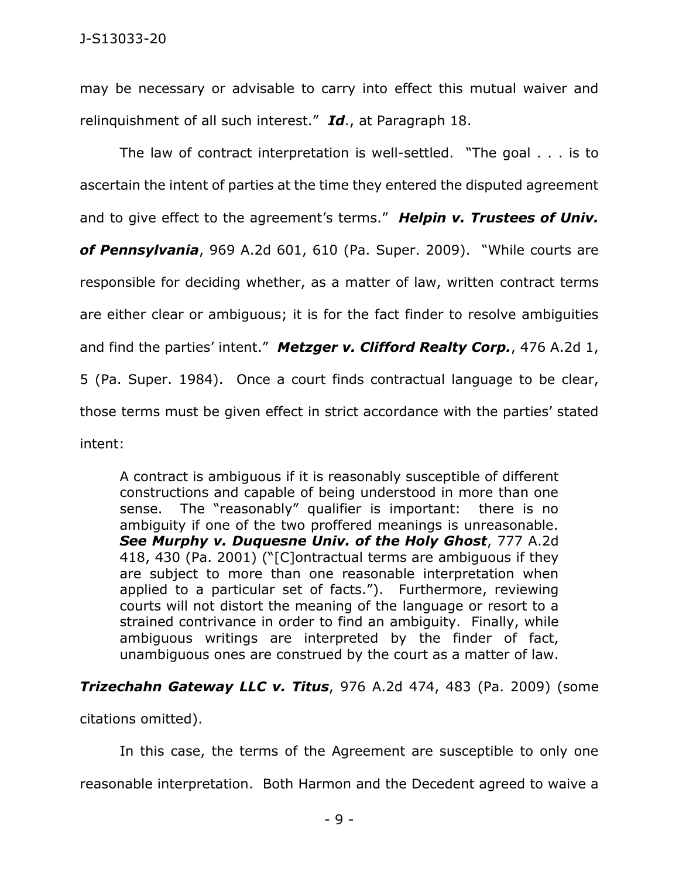may be necessary or advisable to carry into effect this mutual waiver and relinquishment of all such interest." ***Id***., at Paragraph 18.

The law of contract interpretation is well-settled. "The goal . . . is to ascertain the intent of parties at the time they entered the disputed agreement and to give effect to the agreement's terms." ***Helpin v. Trustees of Univ. of Pennsylvania***, 969 A.2d 601, 610 (Pa. Super. 2009). "While courts are responsible for deciding whether, as a matter of law, written contract terms are either clear or ambiguous; it is for the fact finder to resolve ambiguities and find the parties' intent." ***Metzger v. Clifford Realty Corp.***, 476 A.2d 1, 5 (Pa. Super. 1984). Once a court finds contractual language to be clear, those terms must be given effect in strict accordance with the parties' stated intent:

> A contract is ambiguous if it is reasonably susceptible of different constructions and capable of being understood in more than one sense. The "reasonably" qualifier is important: there is no ambiguity if one of the two proffered meanings is unreasonable. ***See Murphy v. Duquesne Univ. of the Holy Ghost***, 777 A.2d 418, 430 (Pa. 2001) ("[C]ontractual terms are ambiguous if they are subject to more than one reasonable interpretation when applied to a particular set of facts."). Furthermore, reviewing courts will not distort the meaning of the language or resort to a strained contrivance in order to find an ambiguity. Finally, while ambiguous writings are interpreted by the finder of fact, unambiguous ones are construed by the court as a matter of law.

***Trizechahn Gateway LLC v. Titus***, 976 A.2d 474, 483 (Pa. 2009) (some citations omitted).

In this case, the terms of the Agreement are susceptible to only one reasonable interpretation. Both Harmon and the Decedent agreed to waive a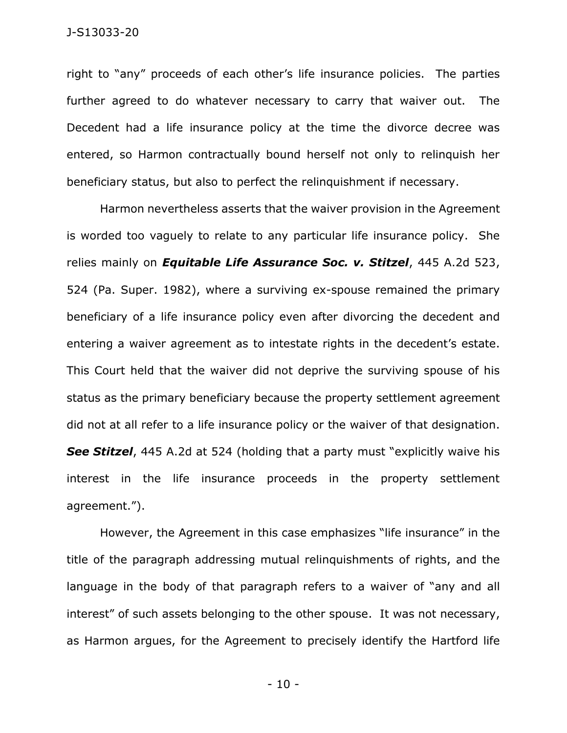right to "any" proceeds of each other's life insurance policies. The parties further agreed to do whatever necessary to carry that waiver out. The Decedent had a life insurance policy at the time the divorce decree was entered, so Harmon contractually bound herself not only to relinquish her beneficiary status, but also to perfect the relinquishment if necessary.

Harmon nevertheless asserts that the waiver provision in the Agreement is worded too vaguely to relate to any particular life insurance policy. She relies mainly on ***Equitable Life Assurance Soc. v. Stitzel***, 445 A.2d 523, 524 (Pa. Super. 1982), where a surviving ex-spouse remained the primary beneficiary of a life insurance policy even after divorcing the decedent and entering a waiver agreement as to intestate rights in the decedent's estate. This Court held that the waiver did not deprive the surviving spouse of his status as the primary beneficiary because the property settlement agreement did not at all refer to a life insurance policy or the waiver of that designation. ***See Stitzel***, 445 A.2d at 524 (holding that a party must "explicitly waive his interest in the life insurance proceeds in the property settlement agreement.").

However, the Agreement in this case emphasizes "life insurance" in the title of the paragraph addressing mutual relinquishments of rights, and the language in the body of that paragraph refers to a waiver of "any and all interest" of such assets belonging to the other spouse. It was not necessary, as Harmon argues, for the Agreement to precisely identify the Hartford life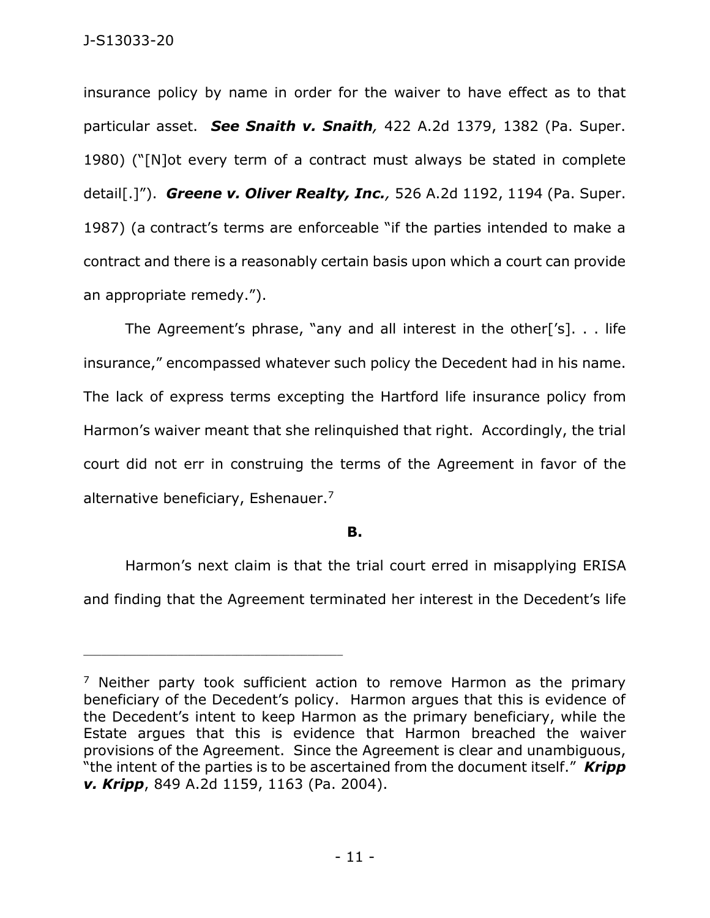insurance policy by name in order for the waiver to have effect as to that particular asset. ***See Snaith v. Snaith**,* 422 A.2d 1379, 1382 (Pa. Super. 1980) ("[N]ot every term of a contract must always be stated in complete detail[.]"). ***Greene v. Oliver Realty, Inc.**,* 526 A.2d 1192, 1194 (Pa. Super. 1987) (a contract's terms are enforceable "if the parties intended to make a contract and there is a reasonably certain basis upon which a court can provide an appropriate remedy.").

The Agreement's phrase, "any and all interest in the other['s]. . . life insurance," encompassed whatever such policy the Decedent had in his name. The lack of express terms excepting the Hartford life insurance policy from Harmon's waiver meant that she relinquished that right. Accordingly, the trial court did not err in construing the terms of the Agreement in favor of the alternative beneficiary, Eshenauer.[7]

**B.**

Harmon's next claim is that the trial court erred in misapplying ERISA and finding that the Agreement terminated her interest in the Decedent's life

---

[7] Neither party took sufficient action to remove Harmon as the primary beneficiary of the Decedent's policy. Harmon argues that this is evidence of the Decedent's intent to keep Harmon as the primary beneficiary, while the Estate argues that this is evidence that Harmon breached the waiver provisions of the Agreement. Since the Agreement is clear and unambiguous, "the intent of the parties is to be ascertained from the document itself." ***Kripp v. Kripp***, 849 A.2d 1159, 1163 (Pa. 2004).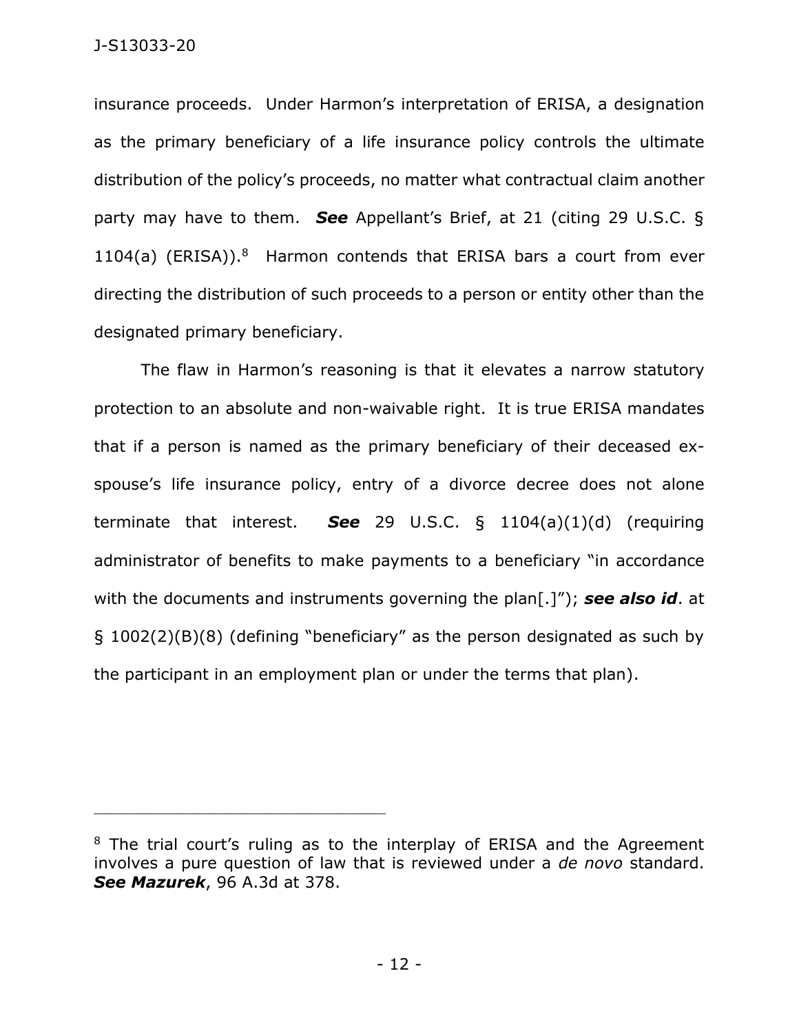insurance proceeds. Under Harmon's interpretation of ERISA, a designation as the primary beneficiary of a life insurance policy controls the ultimate distribution of the policy's proceeds, no matter what contractual claim another party may have to them. ***See*** Appellant's Brief, at 21 (citing 29 U.S.C. § 1104(a) (ERISA)).[8] Harmon contends that ERISA bars a court from ever directing the distribution of such proceeds to a person or entity other than the designated primary beneficiary.

The flaw in Harmon's reasoning is that it elevates a narrow statutory protection to an absolute and non-waivable right. It is true ERISA mandates that if a person is named as the primary beneficiary of their deceased ex-spouse's life insurance policy, entry of a divorce decree does not alone terminate that interest. ***See*** 29 U.S.C. § 1104(a)(1)(d) (requiring administrator of benefits to make payments to a beneficiary "in accordance with the documents and instruments governing the plan[.]"); ***see also id***. at § 1002(2)(B)(8) (defining "beneficiary" as the person designated as such by the participant in an employment plan or under the terms that plan).

---

[8] The trial court's ruling as to the interplay of ERISA and the Agreement involves a pure question of law that is reviewed under a *de novo* standard. ***See Mazurek***, 96 A.3d at 378.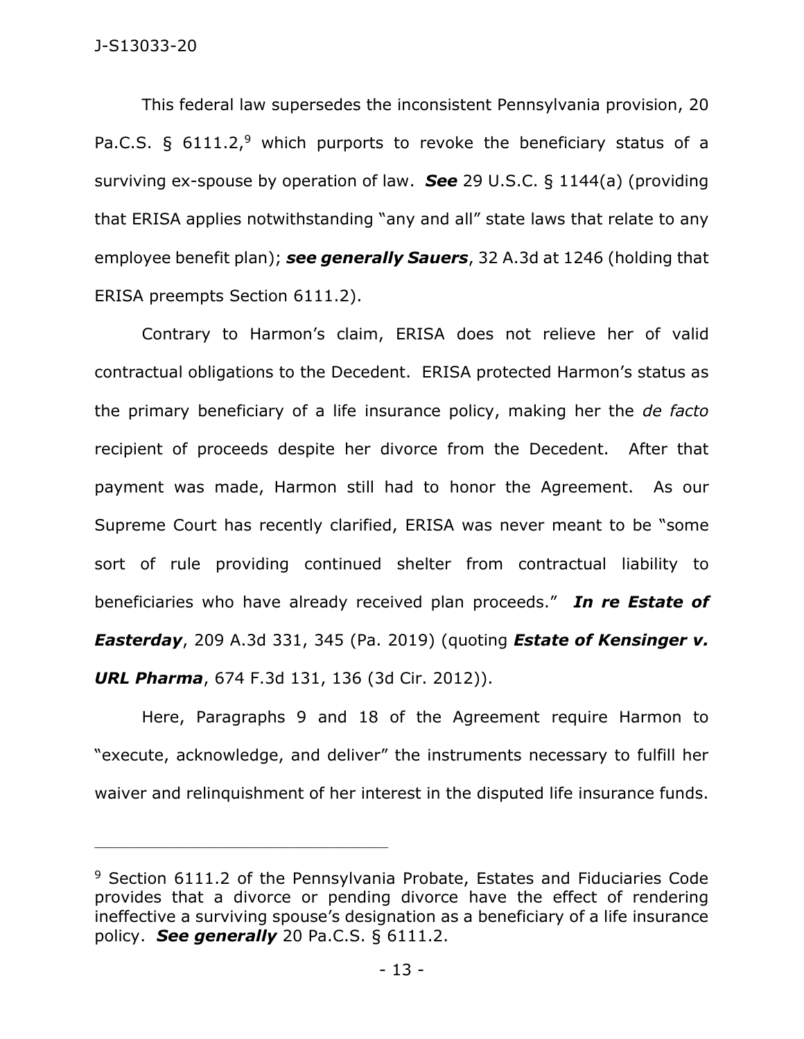This federal law supersedes the inconsistent Pennsylvania provision, 20 Pa.C.S. § 6111.2,[9] which purports to revoke the beneficiary status of a surviving ex-spouse by operation of law. ***See*** 29 U.S.C. § 1144(a) (providing that ERISA applies notwithstanding "any and all" state laws that relate to any employee benefit plan); ***see generally Sauers***, 32 A.3d at 1246 (holding that ERISA preempts Section 6111.2).

Contrary to Harmon's claim, ERISA does not relieve her of valid contractual obligations to the Decedent. ERISA protected Harmon's status as the primary beneficiary of a life insurance policy, making her the *de facto* recipient of proceeds despite her divorce from the Decedent. After that payment was made, Harmon still had to honor the Agreement. As our Supreme Court has recently clarified, ERISA was never meant to be "some sort of rule providing continued shelter from contractual liability to beneficiaries who have already received plan proceeds." ***In re Estate of Easterday***, 209 A.3d 331, 345 (Pa. 2019) (quoting ***Estate of Kensinger v. URL Pharma***, 674 F.3d 131, 136 (3d Cir. 2012)).

Here, Paragraphs 9 and 18 of the Agreement require Harmon to "execute, acknowledge, and deliver" the instruments necessary to fulfill her waiver and relinquishment of her interest in the disputed life insurance funds.

---

[9] Section 6111.2 of the Pennsylvania Probate, Estates and Fiduciaries Code provides that a divorce or pending divorce have the effect of rendering ineffective a surviving spouse's designation as a beneficiary of a life insurance policy. ***See generally*** 20 Pa.C.S. § 6111.2.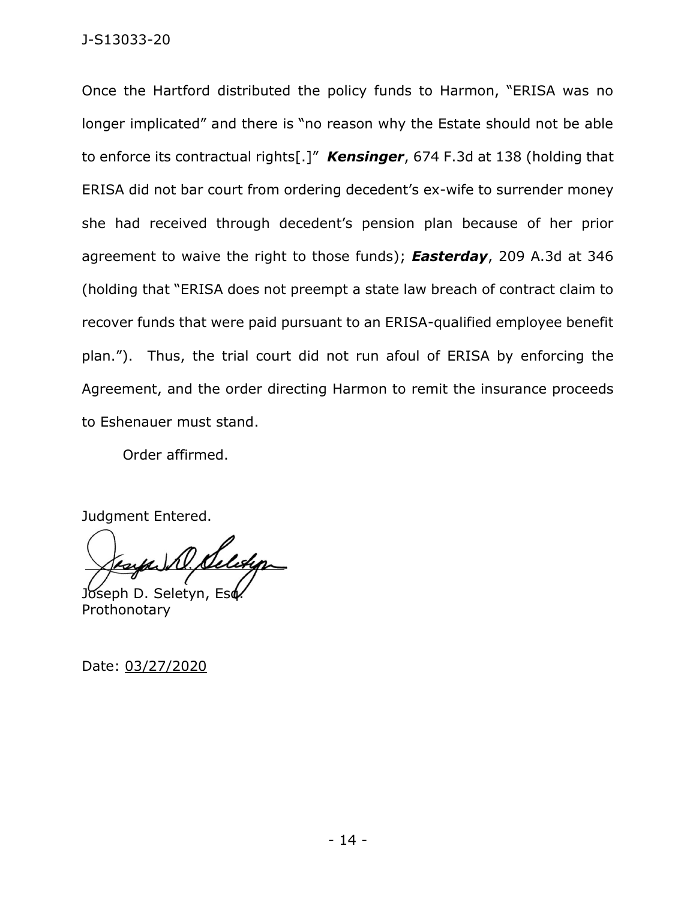Once the Hartford distributed the policy funds to Harmon, "ERISA was no longer implicated" and there is "no reason why the Estate should not be able to enforce its contractual rights[.]" ***Kensinger***, 674 F.3d at 138 (holding that ERISA did not bar court from ordering decedent's ex-wife to surrender money she had received through decedent's pension plan because of her prior agreement to waive the right to those funds); ***Easterday***, 209 A.3d at 346 (holding that "ERISA does not preempt a state law breach of contract claim to recover funds that were paid pursuant to an ERISA-qualified employee benefit plan."). Thus, the trial court did not run afoul of ERISA by enforcing the Agreement, and the order directing Harmon to remit the insurance proceeds to Eshenauer must stand.

Order affirmed.

Judgment Entered.

Joseph D. Seletyn, Esq.
Prothonotary

Date: 03/27/2020